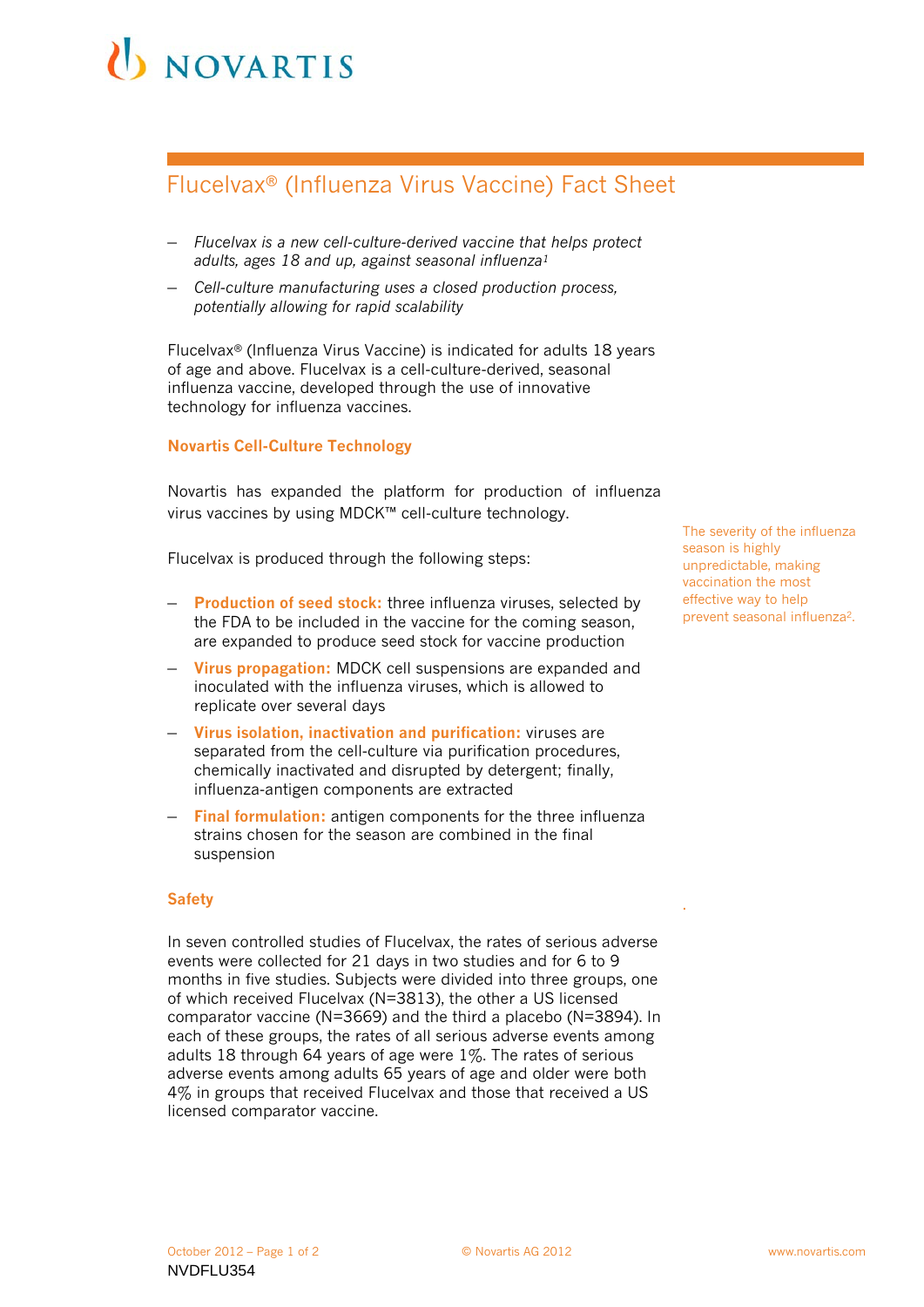# Flucelvax® (Influenza Virus Vaccine) Fact Sheet

- *Flucelvax is a new cell-culture-derived vaccine that helps protect adults, ages 18 and up, against seasonal influenza[1]*
- *Cell-culture manufacturing uses a closed production process, potentially allowing for rapid scalability*

Flucelvax® (Influenza Virus Vaccine) is indicated for adults 18 years of age and above. Flucelvax is a cell-culture-derived, seasonal influenza vaccine, developed through the use of innovative technology for influenza vaccines.

## Novartis Cell-Culture Technology

Novartis has expanded the platform for production of influenza virus vaccines by using MDCK™ cell-culture technology.

Flucelvax is produced through the following steps:

- **Production of seed stock:** three influenza viruses, selected by the FDA to be included in the vaccine for the coming season, are expanded to produce seed stock for vaccine production
- **Virus propagation:** MDCK cell suspensions are expanded and inoculated with the influenza viruses, which is allowed to replicate over several days
- **Virus isolation, inactivation and purification:** viruses are separated from the cell-culture via purification procedures, chemically inactivated and disrupted by detergent; finally, influenza-antigen components are extracted
- **Final formulation:** antigen components for the three influenza strains chosen for the season are combined in the final suspension

The severity of the influenza season is highly unpredictable, making vaccination the most effective way to help prevent seasonal influenza[2].

## Safety

In seven controlled studies of Flucelvax, the rates of serious adverse events were collected for 21 days in two studies and for 6 to 9 months in five studies. Subjects were divided into three groups, one of which received Flucelvax (N=3813), the other a US licensed comparator vaccine (N=3669) and the third a placebo (N=3894). In each of these groups, the rates of all serious adverse events among adults 18 through 64 years of age were 1%. The rates of serious adverse events among adults 65 years of age and older were both 4% in groups that received Flucelvax and those that received a US licensed comparator vaccine.

NVDFLU354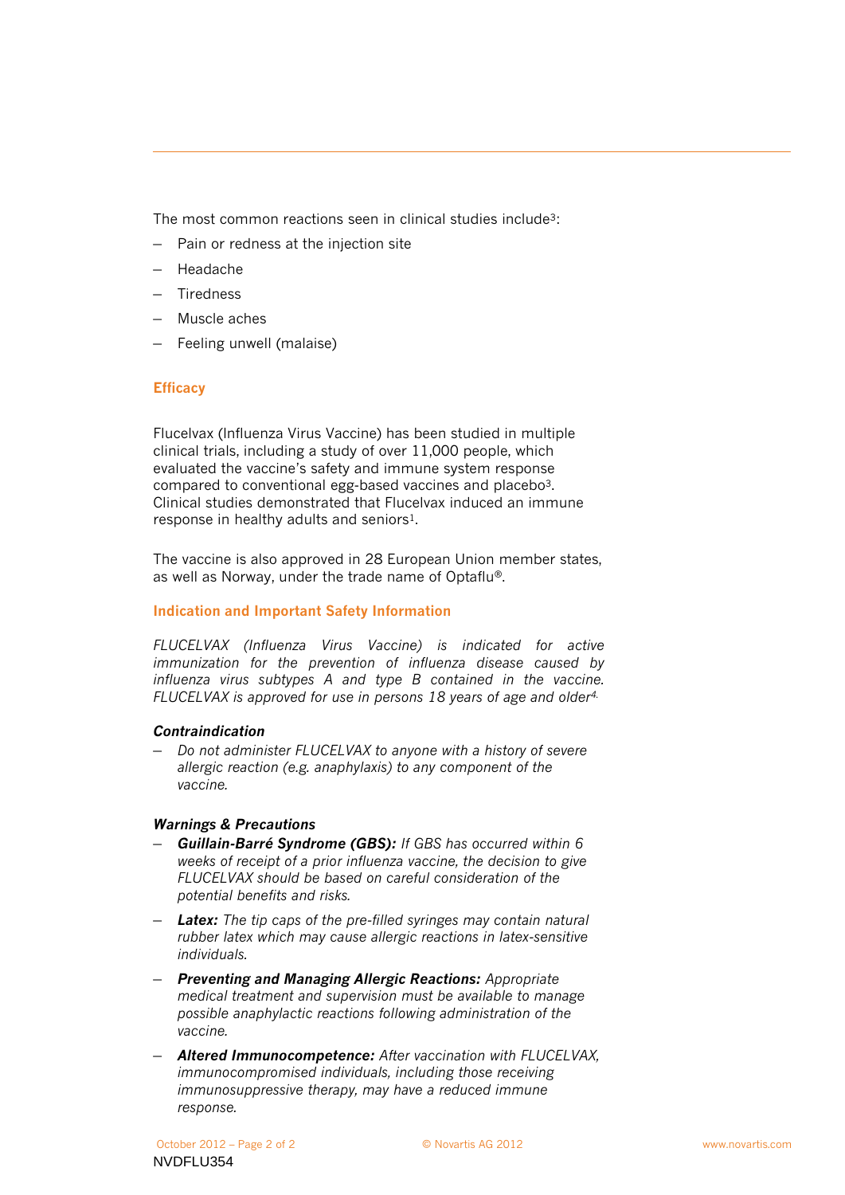The most common reactions seen in clinical studies include[3]:

- Pain or redness at the injection site
- Headache
- Tiredness
- Muscle aches
- Feeling unwell (malaise)

## Efficacy

Flucelvax (Influenza Virus Vaccine) has been studied in multiple clinical trials, including a study of over 11,000 people, which evaluated the vaccine's safety and immune system response compared to conventional egg-based vaccines and placebo[3]. Clinical studies demonstrated that Flucelvax induced an immune response in healthy adults and seniors[1].

The vaccine is also approved in 28 European Union member states, as well as Norway, under the trade name of Optaflu®.

## Indication and Important Safety Information

*FLUCELVAX (Influenza Virus Vaccine) is indicated for active immunization for the prevention of influenza disease caused by influenza virus subtypes A and type B contained in the vaccine. FLUCELVAX is approved for use in persons 18 years of age and older[4].*

### *Contraindication*

- *Do not administer FLUCELVAX to anyone with a history of severe allergic reaction (e.g. anaphylaxis) to any component of the vaccine.*

### *Warnings & Precautions*

- ***Guillain-Barré Syndrome (GBS):*** *If GBS has occurred within 6 weeks of receipt of a prior influenza vaccine, the decision to give FLUCELVAX should be based on careful consideration of the potential benefits and risks.*
- ***Latex:*** *The tip caps of the pre-filled syringes may contain natural rubber latex which may cause allergic reactions in latex-sensitive individuals.*
- ***Preventing and Managing Allergic Reactions:*** *Appropriate medical treatment and supervision must be available to manage possible anaphylactic reactions following administration of the vaccine.*
- ***Altered Immunocompetence:*** *After vaccination with FLUCELVAX, immunocompromised individuals, including those receiving immunosuppressive therapy, may have a reduced immune response.*

NVDFLU354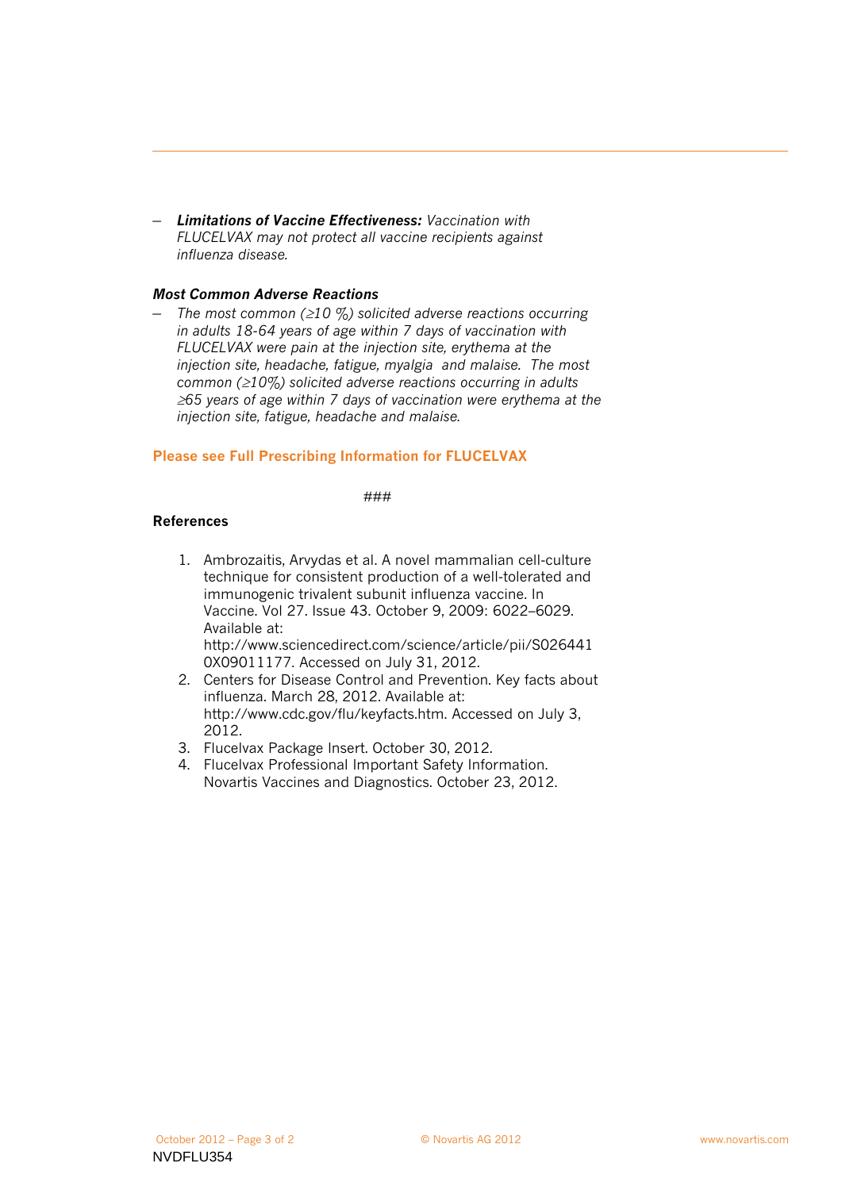– ***Limitations of Vaccine Effectiveness:*** *Vaccination with FLUCELVAX may not protect all vaccine recipients against influenza disease.*

***Most Common Adverse Reactions***

– *The most common (≥10 %) solicited adverse reactions occurring in adults 18-64 years of age within 7 days of vaccination with FLUCELVAX were pain at the injection site, erythema at the injection site, headache, fatigue, myalgia and malaise. The most common (≥10%) solicited adverse reactions occurring in adults ≥65 years of age within 7 days of vaccination were erythema at the injection site, fatigue, headache and malaise.*

**Please see Full Prescribing Information for FLUCELVAX**

###

**References**

1. Ambrozaitis, Arvydas et al. A novel mammalian cell-culture technique for consistent production of a well-tolerated and immunogenic trivalent subunit influenza vaccine. In Vaccine. Vol 27. Issue 43. October 9, 2009: 6022–6029. Available at: http://www.sciencedirect.com/science/article/pii/S0264410X09011177. Accessed on July 31, 2012.
2. Centers for Disease Control and Prevention. Key facts about influenza. March 28, 2012. Available at: http://www.cdc.gov/flu/keyfacts.htm. Accessed on July 3, 2012.
3. Flucelvax Package Insert. October 30, 2012.
4. Flucelvax Professional Important Safety Information. Novartis Vaccines and Diagnostics. October 23, 2012.

NVDFLU354